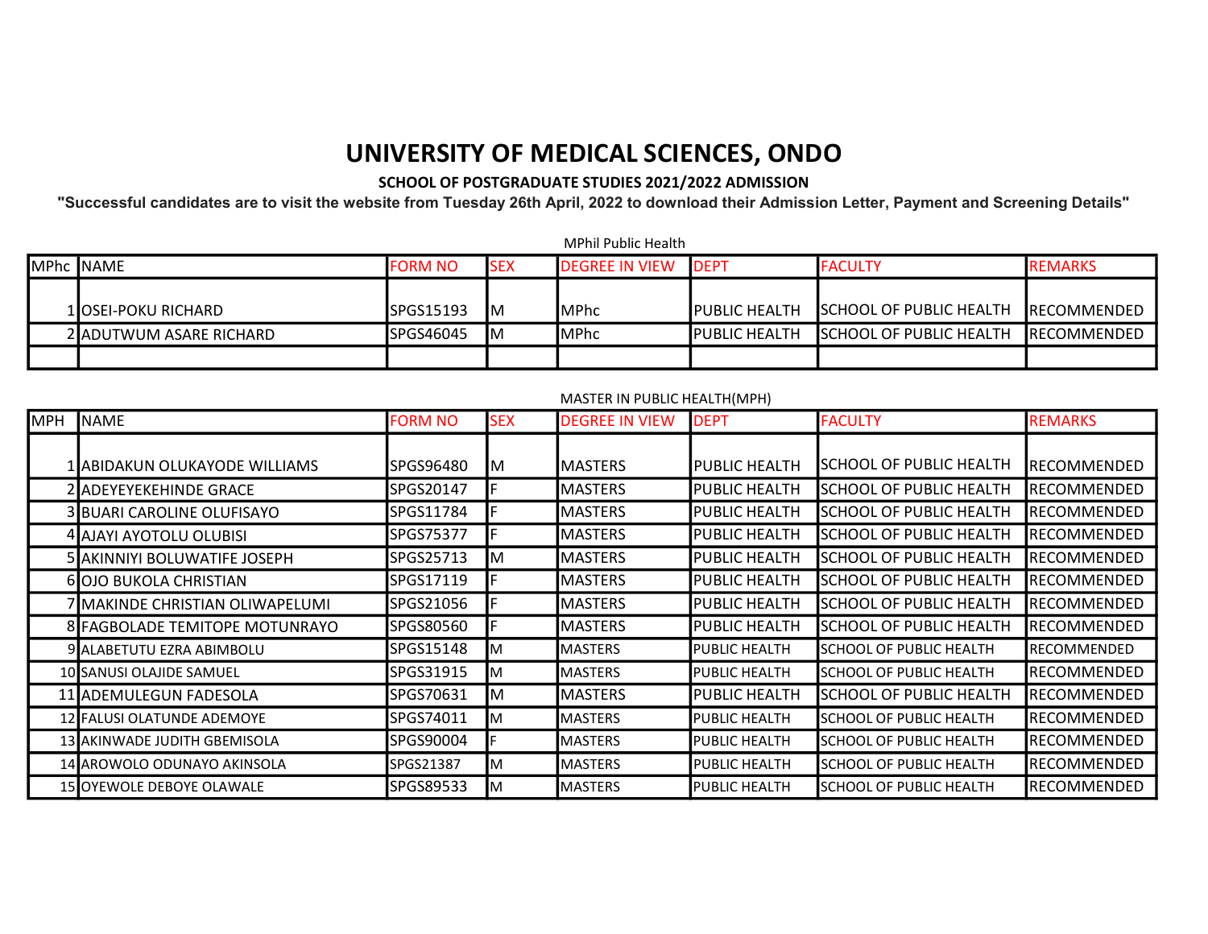# UNIVERSITY OF MEDICAL SCIENCES, ONDO

**SCHOOL OF POSTGRADUATE STUDIES 2021/2022 ADMISSION**

**"Successful candidates are to visit the website from Tuesday 26th April, 2022 to download their Admission Letter, Payment and Screening Details"**

MPhil Public Health

| MPhc | NAME | FORM NO | SEX | DEGREE IN VIEW | DEPT | FACULTY | REMARKS |
|---|---|---|---|---|---|---|---|
| 1 | OSEI-POKU RICHARD | SPGS15193 | M | MPhc | PUBLIC HEALTH | SCHOOL OF PUBLIC HEALTH | RECOMMENDED |
| 2 | ADUTWUM ASARE RICHARD | SPGS46045 | M | MPhc | PUBLIC HEALTH | SCHOOL OF PUBLIC HEALTH | RECOMMENDED |
| | | | | | | | |

MASTER IN PUBLIC HEALTH(MPH)

| MPH | NAME | FORM NO | SEX | DEGREE IN VIEW | DEPT | FACULTY | REMARKS |
|---|---|---|---|---|---|---|---|
| 1 | ABIDAKUN OLUKAYODE WILLIAMS | SPGS96480 | M | MASTERS | PUBLIC HEALTH | SCHOOL OF PUBLIC HEALTH | RECOMMENDED |
| 2 | ADEYEYEKEHINDE GRACE | SPGS20147 | F | MASTERS | PUBLIC HEALTH | SCHOOL OF PUBLIC HEALTH | RECOMMENDED |
| 3 | BUARI CAROLINE OLUFISAYO | SPGS11784 | F | MASTERS | PUBLIC HEALTH | SCHOOL OF PUBLIC HEALTH | RECOMMENDED |
| 4 | AJAYI AYOTOLU OLUBISI | SPGS75377 | F | MASTERS | PUBLIC HEALTH | SCHOOL OF PUBLIC HEALTH | RECOMMENDED |
| 5 | AKINNIYI BOLUWATIFE JOSEPH | SPGS25713 | M | MASTERS | PUBLIC HEALTH | SCHOOL OF PUBLIC HEALTH | RECOMMENDED |
| 6 | OJO BUKOLA CHRISTIAN | SPGS17119 | F | MASTERS | PUBLIC HEALTH | SCHOOL OF PUBLIC HEALTH | RECOMMENDED |
| 7 | MAKINDE CHRISTIAN OLIWAPELUMI | SPGS21056 | F | MASTERS | PUBLIC HEALTH | SCHOOL OF PUBLIC HEALTH | RECOMMENDED |
| 8 | FAGBOLADE TEMITOPE MOTUNRAYO | SPGS80560 | F | MASTERS | PUBLIC HEALTH | SCHOOL OF PUBLIC HEALTH | RECOMMENDED |
| 9 | ALABETUTU EZRA ABIMBOLU | SPGS15148 | M | MASTERS | PUBLIC HEALTH | SCHOOL OF PUBLIC HEALTH | RECOMMENDED |
| 10 | SANUSI OLAJIDE SAMUEL | SPGS31915 | M | MASTERS | PUBLIC HEALTH | SCHOOL OF PUBLIC HEALTH | RECOMMENDED |
| 11 | ADEMULEGUN FADESOLA | SPGS70631 | M | MASTERS | PUBLIC HEALTH | SCHOOL OF PUBLIC HEALTH | RECOMMENDED |
| 12 | FALUSI OLATUNDE ADEMOYE | SPGS74011 | M | MASTERS | PUBLIC HEALTH | SCHOOL OF PUBLIC HEALTH | RECOMMENDED |
| 13 | AKINWADE JUDITH GBEMISOLA | SPGS90004 | F | MASTERS | PUBLIC HEALTH | SCHOOL OF PUBLIC HEALTH | RECOMMENDED |
| 14 | AROWOLO ODUNAYO AKINSOLA | SPGS21387 | M | MASTERS | PUBLIC HEALTH | SCHOOL OF PUBLIC HEALTH | RECOMMENDED |
| 15 | OYEWOLE DEBOYE OLAWALE | SPGS89533 | M | MASTERS | PUBLIC HEALTH | SCHOOL OF PUBLIC HEALTH | RECOMMENDED |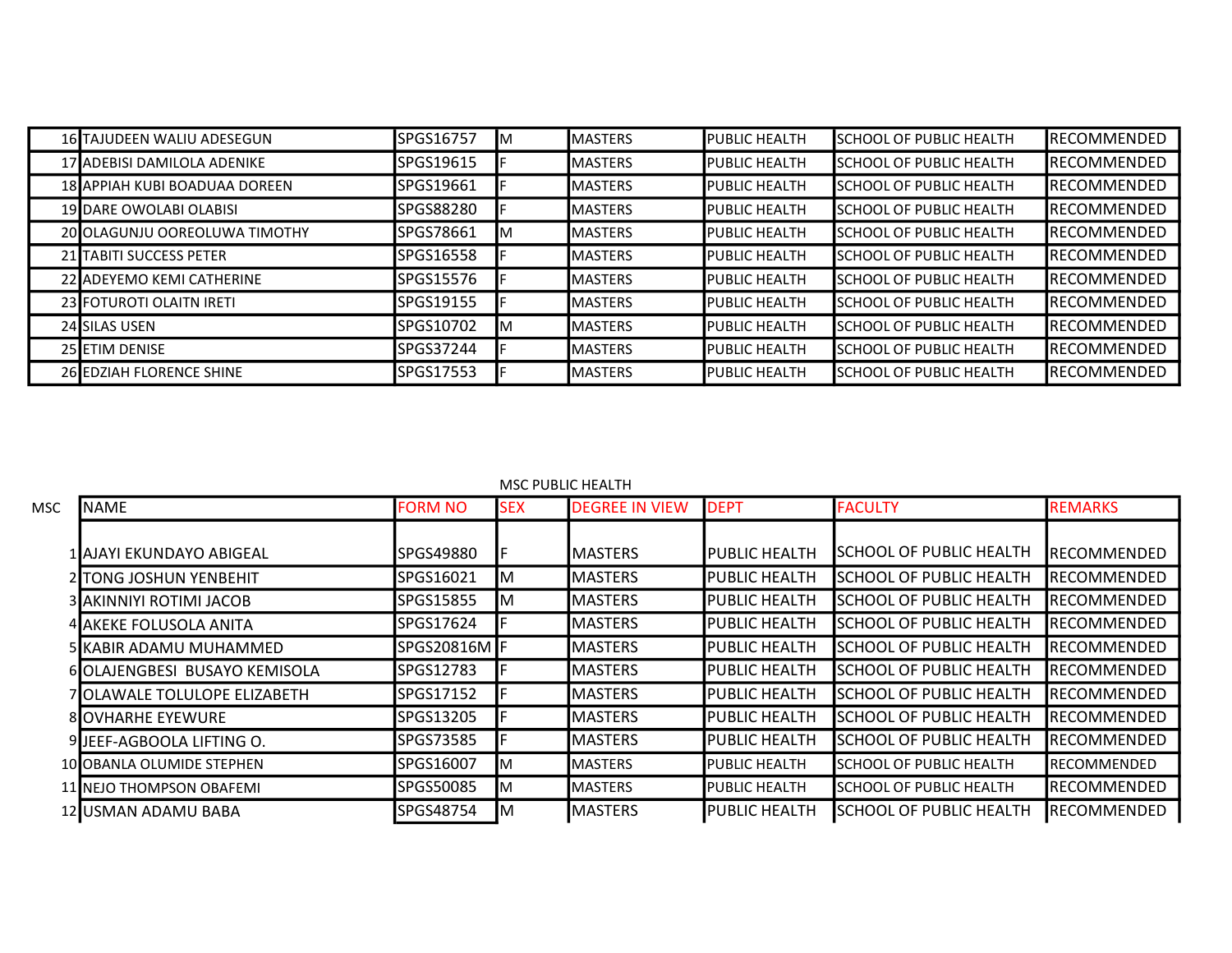| | | | | | | | |
|---|---|---|---|---|---|---|---|
| 16 | TAJUDEEN WALIU ADESEGUN | SPGS16757 | M | MASTERS | PUBLIC HEALTH | SCHOOL OF PUBLIC HEALTH | RECOMMENDED |
| 17 | ADEBISI DAMILOLA ADENIKE | SPGS19615 | F | MASTERS | PUBLIC HEALTH | SCHOOL OF PUBLIC HEALTH | RECOMMENDED |
| 18 | APPIAH KUBI BOADUAA DOREEN | SPGS19661 | F | MASTERS | PUBLIC HEALTH | SCHOOL OF PUBLIC HEALTH | RECOMMENDED |
| 19 | DARE OWOLABI OLABISI | SPGS88280 | F | MASTERS | PUBLIC HEALTH | SCHOOL OF PUBLIC HEALTH | RECOMMENDED |
| 20 | OLAGUNJU OOREOLUWA TIMOTHY | SPGS78661 | M | MASTERS | PUBLIC HEALTH | SCHOOL OF PUBLIC HEALTH | RECOMMENDED |
| 21 | TABITI SUCCESS PETER | SPGS16558 | F | MASTERS | PUBLIC HEALTH | SCHOOL OF PUBLIC HEALTH | RECOMMENDED |
| 22 | ADEYEMO KEMI CATHERINE | SPGS15576 | F | MASTERS | PUBLIC HEALTH | SCHOOL OF PUBLIC HEALTH | RECOMMENDED |
| 23 | FOTUROTI OLAITN IRETI | SPGS19155 | F | MASTERS | PUBLIC HEALTH | SCHOOL OF PUBLIC HEALTH | RECOMMENDED |
| 24 | SILAS USEN | SPGS10702 | M | MASTERS | PUBLIC HEALTH | SCHOOL OF PUBLIC HEALTH | RECOMMENDED |
| 25 | ETIM DENISE | SPGS37244 | F | MASTERS | PUBLIC HEALTH | SCHOOL OF PUBLIC HEALTH | RECOMMENDED |
| 26 | EDZIAH FLORENCE SHINE | SPGS17553 | F | MASTERS | PUBLIC HEALTH | SCHOOL OF PUBLIC HEALTH | RECOMMENDED |

MSC PUBLIC HEALTH

| MSC | NAME | FORM NO | SEX | DEGREE IN VIEW | DEPT | FACULTY | REMARKS |
|---|---|---|---|---|---|---|---|
| 1 | AJAYI EKUNDAYO ABIGEAL | SPGS49880 | F | MASTERS | PUBLIC HEALTH | SCHOOL OF PUBLIC HEALTH | RECOMMENDED |
| 2 | TONG JOSHUN YENBEHIT | SPGS16021 | M | MASTERS | PUBLIC HEALTH | SCHOOL OF PUBLIC HEALTH | RECOMMENDED |
| 3 | AKINNIYI ROTIMI JACOB | SPGS15855 | M | MASTERS | PUBLIC HEALTH | SCHOOL OF PUBLIC HEALTH | RECOMMENDED |
| 4 | AKEKE FOLUSOLA ANITA | SPGS17624 | F | MASTERS | PUBLIC HEALTH | SCHOOL OF PUBLIC HEALTH | RECOMMENDED |
| 5 | KABIR ADAMU MUHAMMED | SPGS20816M | F | MASTERS | PUBLIC HEALTH | SCHOOL OF PUBLIC HEALTH | RECOMMENDED |
| 6 | OLAJENGBESI BUSAYO KEMISOLA | SPGS12783 | F | MASTERS | PUBLIC HEALTH | SCHOOL OF PUBLIC HEALTH | RECOMMENDED |
| 7 | OLAWALE TOLULOPE ELIZABETH | SPGS17152 | F | MASTERS | PUBLIC HEALTH | SCHOOL OF PUBLIC HEALTH | RECOMMENDED |
| 8 | OVHARHE EYEWURE | SPGS13205 | F | MASTERS | PUBLIC HEALTH | SCHOOL OF PUBLIC HEALTH | RECOMMENDED |
| 9 | JEEF-AGBOOLA LIFTING O. | SPGS73585 | F | MASTERS | PUBLIC HEALTH | SCHOOL OF PUBLIC HEALTH | RECOMMENDED |
| 10 | OBANLA OLUMIDE STEPHEN | SPGS16007 | M | MASTERS | PUBLIC HEALTH | SCHOOL OF PUBLIC HEALTH | RECOMMENDED |
| 11 | NEJO THOMPSON OBAFEMI | SPGS50085 | M | MASTERS | PUBLIC HEALTH | SCHOOL OF PUBLIC HEALTH | RECOMMENDED |
| 12 | USMAN ADAMU BABA | SPGS48754 | M | MASTERS | PUBLIC HEALTH | SCHOOL OF PUBLIC HEALTH | RECOMMENDED |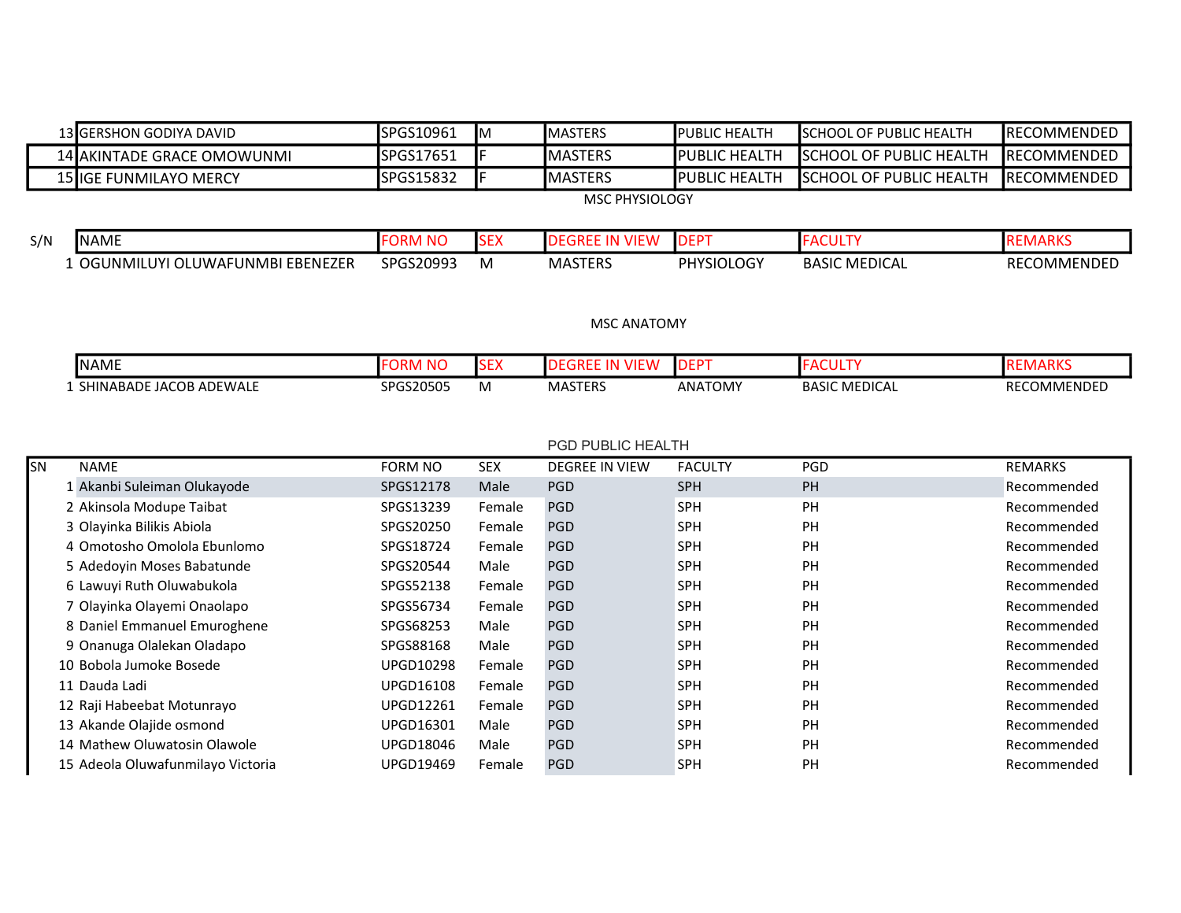| | | | | | | | |
|---|---|---|---|---|---|---|---|
| 13 | GERSHON GODIYA DAVID | SPGS10961 | M | MASTERS | PUBLIC HEALTH | SCHOOL OF PUBLIC HEALTH | RECOMMENDED |
| 14 | AKINTADE GRACE OMOWUNMI | SPGS17651 | F | MASTERS | PUBLIC HEALTH | SCHOOL OF PUBLIC HEALTH | RECOMMENDED |
| 15 | IGE FUNMILAYO MERCY | SPGS15832 | F | MASTERS | PUBLIC HEALTH | SCHOOL OF PUBLIC HEALTH | RECOMMENDED |

MSC PHYSIOLOGY

| S/N | NAME | FORM NO | SEX | DEGREE IN VIEW | DEPT | FACULTY | REMARKS |
|---|---|---|---|---|---|---|---|
| 1 | OGUNMILUYI OLUWAFUNMBI EBENEZER | SPGS20993 | M | MASTERS | PHYSIOLOGY | BASIC MEDICAL | RECOMMENDED |

MSC ANATOMY

| | NAME | FORM NO | SEX | DEGREE IN VIEW | DEPT | FACULTY | REMARKS |
|---|---|---|---|---|---|---|---|
| 1 | SHINABADE JACOB ADEWALE | SPGS20505 | M | MASTERS | ANATOMY | BASIC MEDICAL | RECOMMENDED |

PGD PUBLIC HEALTH

| SN | NAME | FORM NO | SEX | DEGREE IN VIEW | FACULTY | PGD | REMARKS |
|---|---|---|---|---|---|---|---|
| 1 | Akanbi Suleiman Olukayode | SPGS12178 | Male | PGD | SPH | PH | Recommended |
| 2 | Akinsola Modupe Taibat | SPGS13239 | Female | PGD | SPH | PH | Recommended |
| 3 | Olayinka Bilikis Abiola | SPGS20250 | Female | PGD | SPH | PH | Recommended |
| 4 | Omotosho Omolola Ebunlomo | SPGS18724 | Female | PGD | SPH | PH | Recommended |
| 5 | Adedoyin Moses Babatunde | SPGS20544 | Male | PGD | SPH | PH | Recommended |
| 6 | Lawuyi Ruth Oluwabukola | SPGS52138 | Female | PGD | SPH | PH | Recommended |
| 7 | Olayinka Olayemi Onaolapo | SPGS56734 | Female | PGD | SPH | PH | Recommended |
| 8 | Daniel Emmanuel Emuroghene | SPGS68253 | Male | PGD | SPH | PH | Recommended |
| 9 | Onanuga Olalekan Oladapo | SPGS88168 | Male | PGD | SPH | PH | Recommended |
| 10 | Bobola Jumoke Bosede | UPGD10298 | Female | PGD | SPH | PH | Recommended |
| 11 | Dauda Ladi | UPGD16108 | Female | PGD | SPH | PH | Recommended |
| 12 | Raji Habeebat Motunrayo | UPGD12261 | Female | PGD | SPH | PH | Recommended |
| 13 | Akande Olajide osmond | UPGD16301 | Male | PGD | SPH | PH | Recommended |
| 14 | Mathew Oluwatosin Olawole | UPGD18046 | Male | PGD | SPH | PH | Recommended |
| 15 | Adeola Oluwafunmilayo Victoria | UPGD19469 | Female | PGD | SPH | PH | Recommended |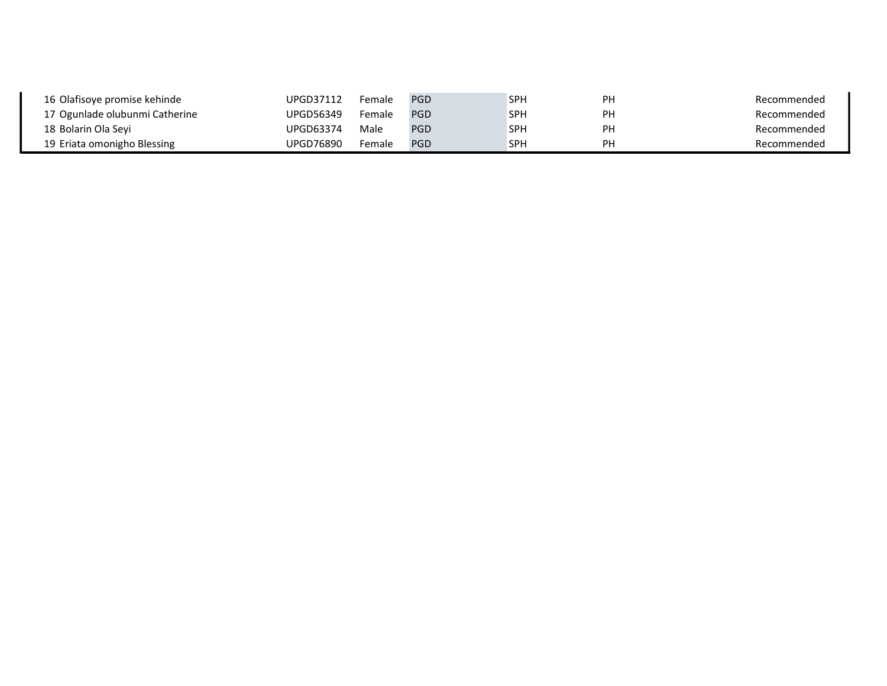| | | | | | | | |
|---|---|---|---|---|---|---|---|
| 16 | Olafisoye promise kehinde | UPGD37112 | Female | PGD | SPH | PH | Recommended |
| 17 | Ogunlade olubunmi Catherine | UPGD56349 | Female | PGD | SPH | PH | Recommended |
| 18 | Bolarin Ola Seyi | UPGD63374 | Male | PGD | SPH | PH | Recommended |
| 19 | Eriata omonigho Blessing | UPGD76890 | Female | PGD | SPH | PH | Recommended |